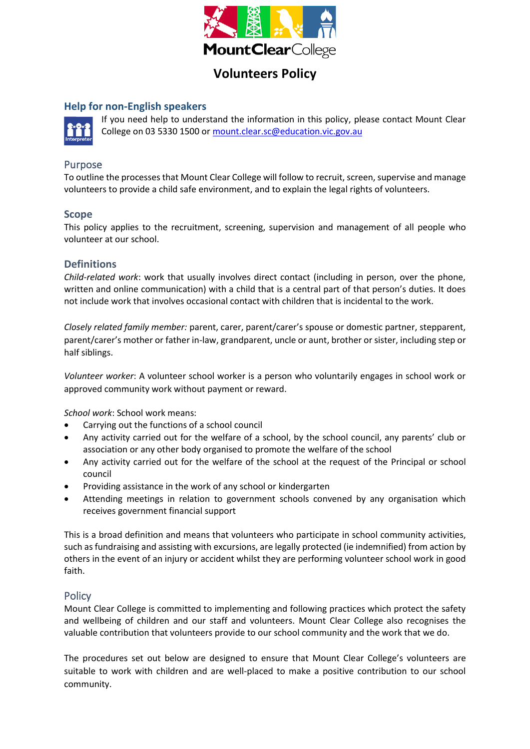# Volunteers Policy

## Help for non-English speakers

If you need help to understand the information in this policy, please contact Mount Clear College on 03 5330 1500 or mount.clear.sc@education.vic.gov.au

## Purpose

To outline the processes that Mount Clear College will follow to recruit, screen, supervise and manage volunteers to provide a child safe environment, and to explain the legal rights of volunteers.

## Scope

This policy applies to the recruitment, screening, supervision and management of all people who volunteer at our school.

## Definitions

*Child-related work*: work that usually involves direct contact (including in person, over the phone, written and online communication) with a child that is a central part of that person's duties. It does not include work that involves occasional contact with children that is incidental to the work.

*Closely related family member:* parent, carer, parent/carer's spouse or domestic partner, stepparent, parent/carer's mother or father in-law, grandparent, uncle or aunt, brother or sister, including step or half siblings.

*Volunteer worker*: A volunteer school worker is a person who voluntarily engages in school work or approved community work without payment or reward.

*School work*: School work means:

- Carrying out the functions of a school council
- Any activity carried out for the welfare of a school, by the school council, any parents' club or association or any other body organised to promote the welfare of the school
- Any activity carried out for the welfare of the school at the request of the Principal or school council
- Providing assistance in the work of any school or kindergarten
- Attending meetings in relation to government schools convened by any organisation which receives government financial support

This is a broad definition and means that volunteers who participate in school community activities, such as fundraising and assisting with excursions, are legally protected (ie indemnified) from action by others in the event of an injury or accident whilst they are performing volunteer school work in good faith.

## Policy

Mount Clear College is committed to implementing and following practices which protect the safety and wellbeing of children and our staff and volunteers. Mount Clear College also recognises the valuable contribution that volunteers provide to our school community and the work that we do.

The procedures set out below are designed to ensure that Mount Clear College's volunteers are suitable to work with children and are well-placed to make a positive contribution to our school community.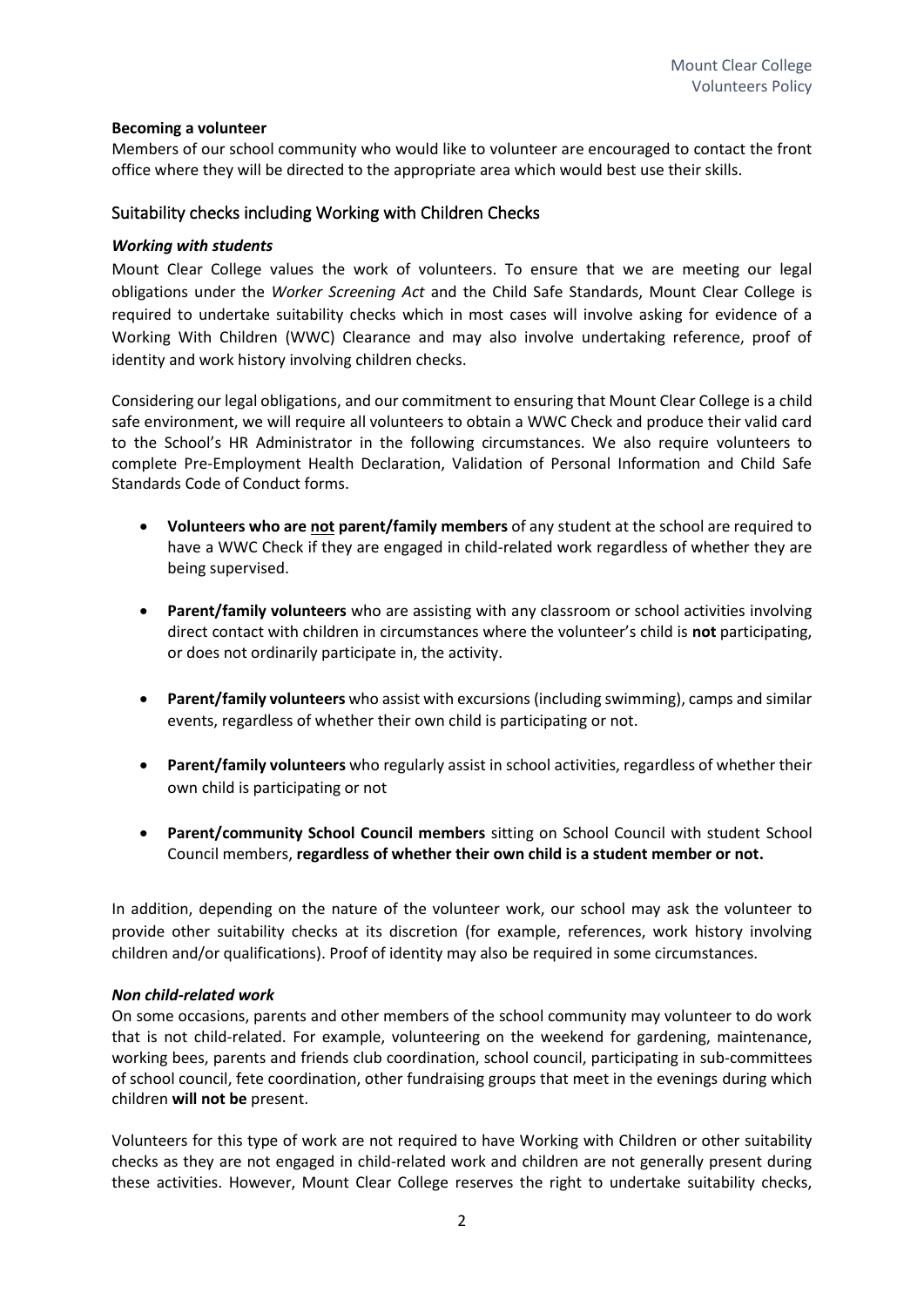**Becoming a volunteer**

Members of our school community who would like to volunteer are encouraged to contact the front office where they will be directed to the appropriate area which would best use their skills.

## Suitability checks including Working with Children Checks

### *Working with students*

Mount Clear College values the work of volunteers. To ensure that we are meeting our legal obligations under the *Worker Screening Act* and the Child Safe Standards, Mount Clear College is required to undertake suitability checks which in most cases will involve asking for evidence of a Working With Children (WWC) Clearance and may also involve undertaking reference, proof of identity and work history involving children checks.

Considering our legal obligations, and our commitment to ensuring that Mount Clear College is a child safe environment, we will require all volunteers to obtain a WWC Check and produce their valid card to the School's HR Administrator in the following circumstances. We also require volunteers to complete Pre-Employment Health Declaration, Validation of Personal Information and Child Safe Standards Code of Conduct forms.

- **Volunteers who are <u>not</u> parent/family members** of any student at the school are required to have a WWC Check if they are engaged in child-related work regardless of whether they are being supervised.
- **Parent/family volunteers** who are assisting with any classroom or school activities involving direct contact with children in circumstances where the volunteer's child is **not** participating, or does not ordinarily participate in, the activity.
- **Parent/family volunteers** who assist with excursions (including swimming), camps and similar events, regardless of whether their own child is participating or not.
- **Parent/family volunteers** who regularly assist in school activities, regardless of whether their own child is participating or not
- **Parent/community School Council members** sitting on School Council with student School Council members, **regardless of whether their own child is a student member or not.**

In addition, depending on the nature of the volunteer work, our school may ask the volunteer to provide other suitability checks at its discretion (for example, references, work history involving children and/or qualifications). Proof of identity may also be required in some circumstances.

### *Non child-related work*

On some occasions, parents and other members of the school community may volunteer to do work that is not child-related. For example, volunteering on the weekend for gardening, maintenance, working bees, parents and friends club coordination, school council, participating in sub-committees of school council, fete coordination, other fundraising groups that meet in the evenings during which children **will not be** present.

Volunteers for this type of work are not required to have Working with Children or other suitability checks as they are not engaged in child-related work and children are not generally present during these activities. However, Mount Clear College reserves the right to undertake suitability checks,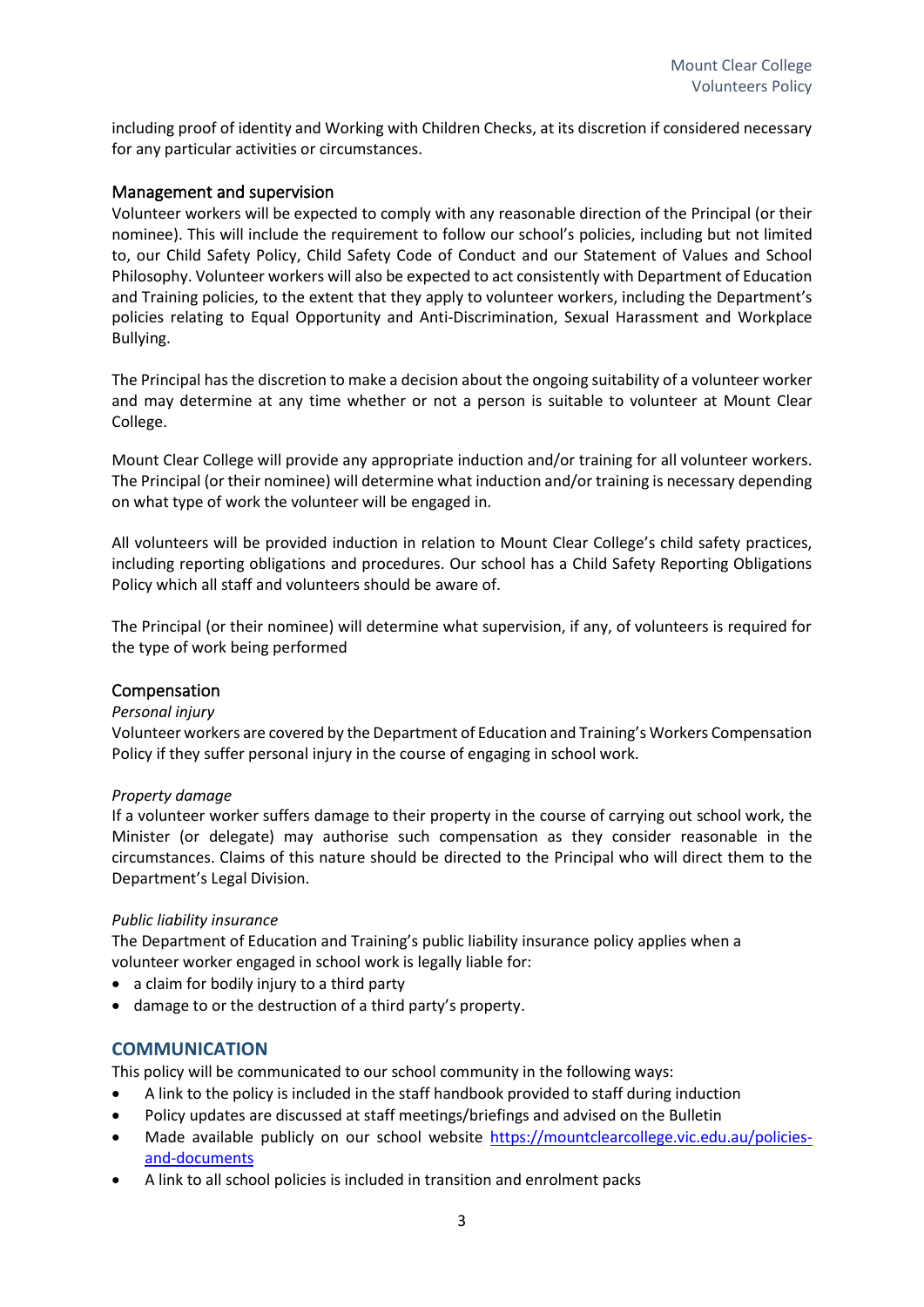including proof of identity and Working with Children Checks, at its discretion if considered necessary for any particular activities or circumstances.

### Management and supervision

Volunteer workers will be expected to comply with any reasonable direction of the Principal (or their nominee). This will include the requirement to follow our school's policies, including but not limited to, our Child Safety Policy, Child Safety Code of Conduct and our Statement of Values and School Philosophy. Volunteer workers will also be expected to act consistently with Department of Education and Training policies, to the extent that they apply to volunteer workers, including the Department's policies relating to Equal Opportunity and Anti-Discrimination, Sexual Harassment and Workplace Bullying.

The Principal has the discretion to make a decision about the ongoing suitability of a volunteer worker and may determine at any time whether or not a person is suitable to volunteer at Mount Clear College.

Mount Clear College will provide any appropriate induction and/or training for all volunteer workers. The Principal (or their nominee) will determine what induction and/or training is necessary depending on what type of work the volunteer will be engaged in.

All volunteers will be provided induction in relation to Mount Clear College's child safety practices, including reporting obligations and procedures. Our school has a Child Safety Reporting Obligations Policy which all staff and volunteers should be aware of.

The Principal (or their nominee) will determine what supervision, if any, of volunteers is required for the type of work being performed

### Compensation

*Personal injury*

Volunteer workers are covered by the Department of Education and Training's Workers Compensation Policy if they suffer personal injury in the course of engaging in school work.

*Property damage*

If a volunteer worker suffers damage to their property in the course of carrying out school work, the Minister (or delegate) may authorise such compensation as they consider reasonable in the circumstances. Claims of this nature should be directed to the Principal who will direct them to the Department's Legal Division.

*Public liability insurance*

The Department of Education and Training's public liability insurance policy applies when a volunteer worker engaged in school work is legally liable for:

- a claim for bodily injury to a third party
- damage to or the destruction of a third party's property.

## COMMUNICATION

This policy will be communicated to our school community in the following ways:

- A link to the policy is included in the staff handbook provided to staff during induction
- Policy updates are discussed at staff meetings/briefings and advised on the Bulletin
- Made available publicly on our school website [https://mountclearcollege.vic.edu.au/policies-and-documents](https://mountclearcollege.vic.edu.au/policies-and-documents)
- A link to all school policies is included in transition and enrolment packs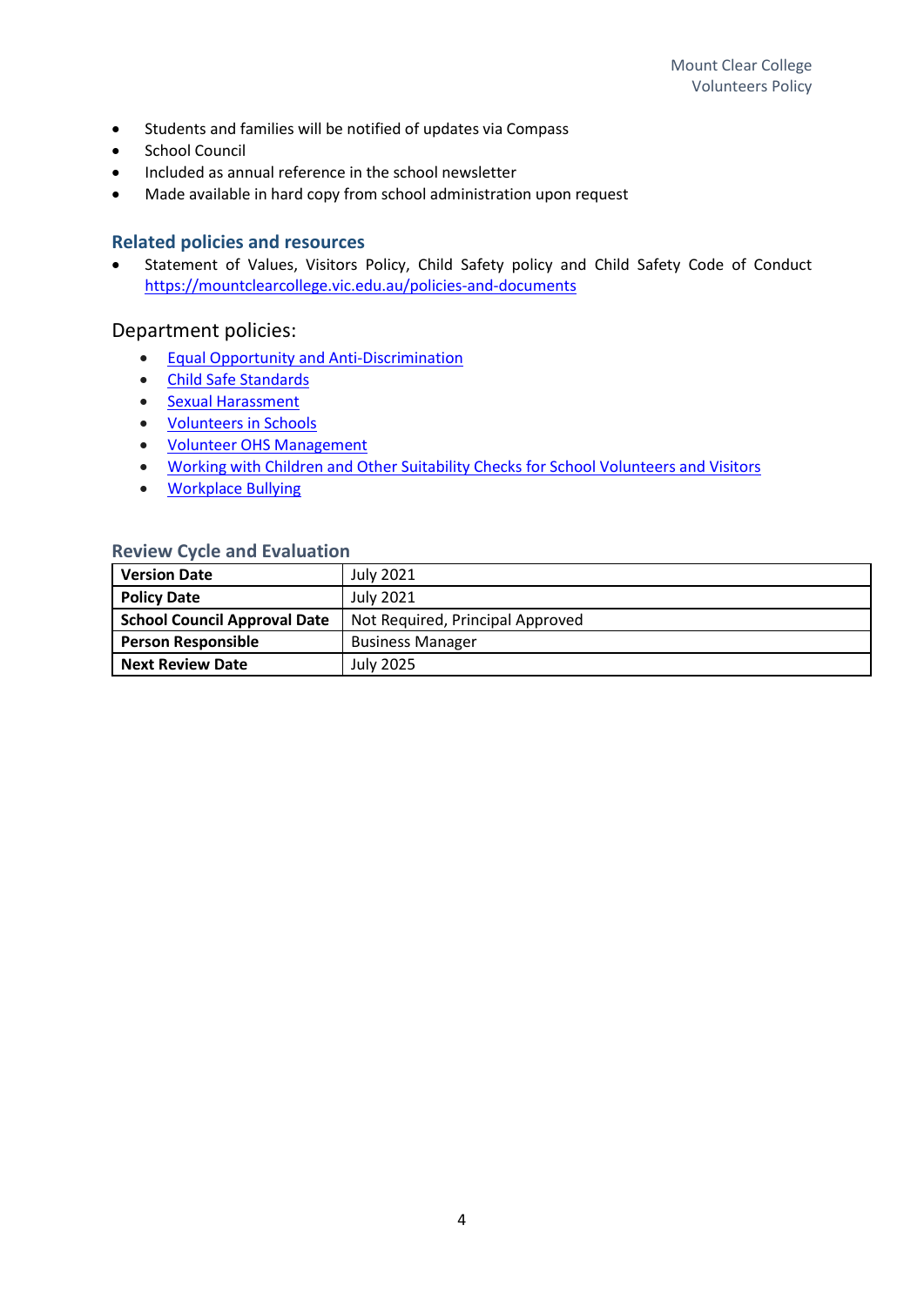- Students and families will be notified of updates via Compass
- School Council
- Included as annual reference in the school newsletter
- Made available in hard copy from school administration upon request

## Related policies and resources

- Statement of Values, Visitors Policy, Child Safety policy and Child Safety Code of Conduct https://mountclearcollege.vic.edu.au/policies-and-documents

## Department policies:

- Equal Opportunity and Anti-Discrimination
- Child Safe Standards
- Sexual Harassment
- Volunteers in Schools
- Volunteer OHS Management
- Working with Children and Other Suitability Checks for School Volunteers and Visitors
- Workplace Bullying

## Review Cycle and Evaluation

| | |
|---|---|
| **Version Date** | July 2021 |
| **Policy Date** | July 2021 |
| **School Council Approval Date** | Not Required, Principal Approved |
| **Person Responsible** | Business Manager |
| **Next Review Date** | July 2025 |